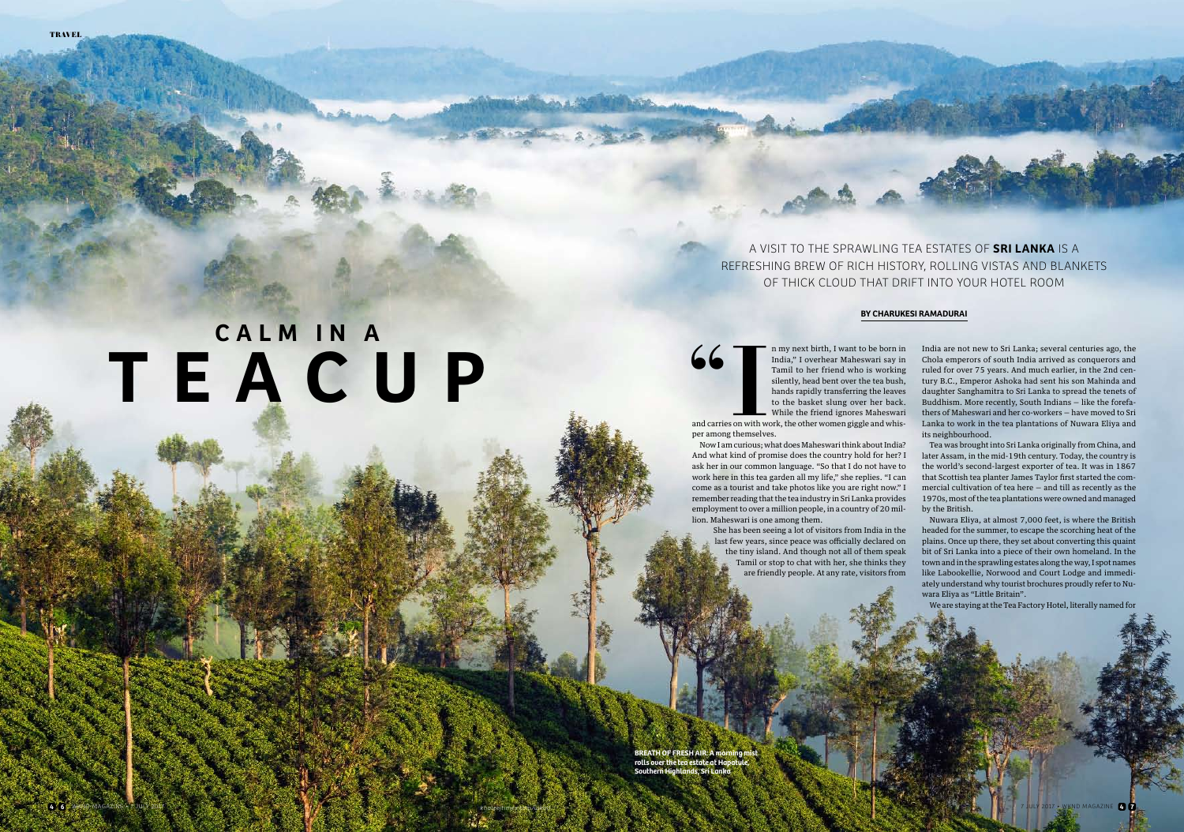# CALM IN A TEACUP

A VISIT TO THE SPRAWLING TEA ESTATES OF **SRI LANKA** IS A REFRESHING BREW OF RICH HISTORY, ROLLING VISTAS AND BLANKETS OF THICK CLOUD THAT DRIFT INTO YOUR HOTEL ROOM

**BY CHARUKESI RAMADURAI**

"In my next birth, I want to be born in India," I overhear Maheswari say in Tamil to her friend who is working silently, head bent over the tea bush, hands rapidly transferring the leaves to the basket slung over her back. While the friend ignores Maheswari and carries on with work, the other women giggle and whisper among themselves.

Now I am curious; what does Maheswari think about India? And what kind of promise does the country hold for her? I ask her in our common language. "So that I do not have to work here in this tea garden all my life," she replies. "I can come as a tourist and take photos like you are right now." I remember reading that the tea industry in Sri Lanka provides employment to over a million people, in a country of 20 million. Maheswari is one among them.

She has been seeing a lot of visitors from India in the last few years, since peace was officially declared on the tiny island. And though not all of them speak Tamil or stop to chat with her, she thinks they are friendly people. At any rate, visitors from India are not new to Sri Lanka; several centuries ago, the Chola emperors of south India arrived as conquerors and ruled for over 75 years. And much earlier, in the 2nd century B.C., Emperor Ashoka had sent his son Mahinda and daughter Sanghamitra to Sri Lanka to spread the tenets of Buddhism. More recently, South Indians – like the forefathers of Maheswari and her co-workers – have moved to Sri Lanka to work in the tea plantations of Nuwara Eliya and its neighbourhood.

Tea was brought into Sri Lanka originally from China, and later Assam, in the mid-19th century. Today, the country is the world's second-largest exporter of tea. It was in 1867 that Scottish tea planter James Taylor first started the commercial cultivation of tea here – and till as recently as the 1970s, most of the tea plantations were owned and managed by the British.

Nuwara Eliya, at almost 7,000 feet, is where the British headed for the summer, to escape the scorching heat of the plains. Once up there, they set about converting this quaint bit of Sri Lanka into a piece of their own homeland. In the town and in the sprawling estates along the way, I spot names like Labookellie, Norwood and Court Lodge and immediately understand why tourist brochures proudly refer to Nuwara Eliya as "Little Britain".

We are staying at the Tea Factory Hotel, literally named for

**BREATH OF FRESH AIR:** A morning mist rolls over the tea estate at Haputale, Southern Highlands, Sri Lanka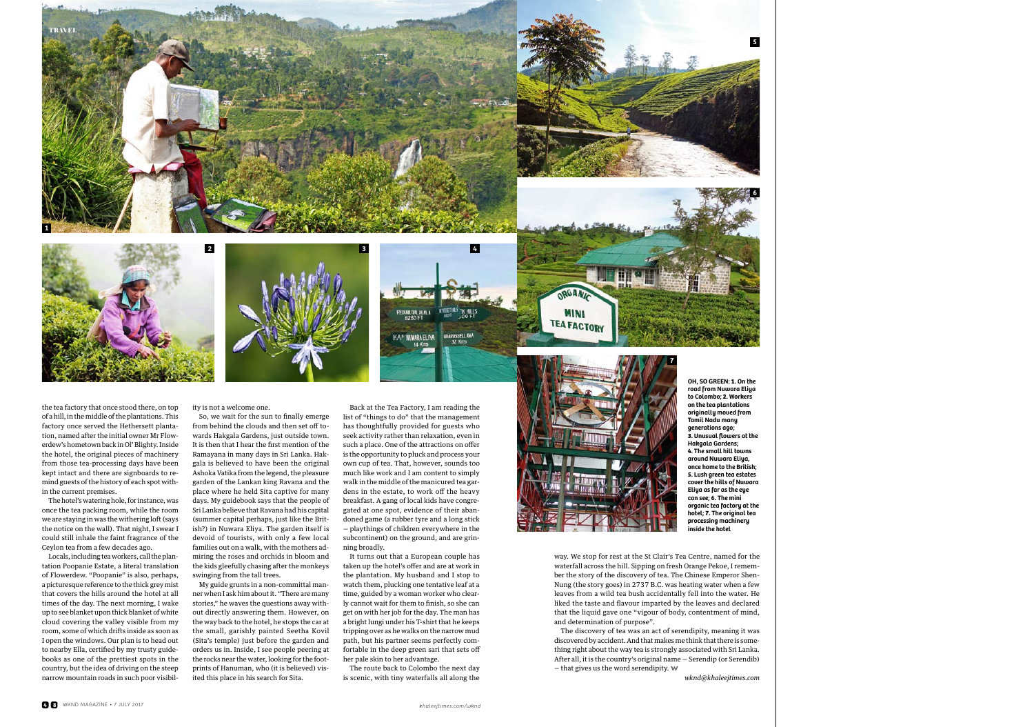the tea factory that once stood there, on top of a hill, in the middle of the plantations. This factory once served the Hethersett plantation, named after the initial owner Mr Flowerdew's hometown back in Ol' Blighty. Inside the hotel, the original pieces of machinery from those tea-processing days have been kept intact and there are signboards to remind guests of the history of each spot within the current premises.

The hotel's watering hole, for instance, was once the tea packing room, while the room we are staying in was the withering loft (says the notice on the wall). That night, I swear I could still inhale the faint fragrance of the Ceylon tea from a few decades ago.

Locals, including tea workers, call the plantation Poopanie Estate, a literal translation of Flowerdew. "Poopanie" is also, perhaps, a picturesque reference to the thick grey mist that covers the hills around the hotel at all times of the day. The next morning, I wake up to see blanket upon thick blanket of white cloud covering the valley visible from my room, some of which drifts inside as soon as I open the windows. Our plan is to head out to nearby Ella, certified by my trusty guidebooks as one of the prettiest spots in the country, but the idea of driving on the steep narrow mountain roads in such poor visibility is not a welcome one.

So, we wait for the sun to finally emerge from behind the clouds and then set off towards Hakgala Gardens, just outside town. It is then that I hear the first mention of the Ramayana in many days in Sri Lanka. Hakgala is believed to have been the original Ashoka Vatika from the legend, the pleasure garden of the Lankan king Ravana and the place where he held Sita captive for many days. My guidebook says that the people of Sri Lanka believe that Ravana had his capital (summer capital perhaps, just like the British?) in Nuwara Eliya. The garden itself is devoid of tourists, with only a few local families out on a walk, with the mothers admiring the roses and orchids in bloom and the kids gleefully chasing after the monkeys swinging from the tall trees.

My guide grunts in a non-committal manner when I ask him about it. "There are many stories," he waves the questions away without directly answering them. However, on the way back to the hotel, he stops the car at the small, garishly painted Seetha Kovil (Sita's temple) just before the garden and orders us in. Inside, I see people peering at the rocks near the water, looking for the footprints of Hanuman, who (it is believed) visited this place in his search for Sita.

Back at the Tea Factory, I am reading the list of "things to do" that the management has thoughtfully provided for guests who seek activity rather than relaxation, even in such a place. One of the attractions on offer is the opportunity to pluck and process your own cup of tea. That, however, sounds too much like work and I am content to simply walk in the middle of the manicured tea gardens in the estate, to work off the heavy breakfast. A gang of local kids have congregated at one spot, evidence of their abandoned game (a rubber tyre and a long stick — playthings of children everywhere in the subcontinent) on the ground, and are grinning broadly.

It turns out that a European couple has taken up the hotel's offer and are at work in the plantation. My husband and I stop to watch them, plucking one tentative leaf at a time, guided by a woman worker who clearly cannot wait for them to finish, so she can get on with her job for the day. The man has a bright lungi under his T-shirt that he keeps tripping over as he walks on the narrow mud path, but his partner seems perfectly comfortable in the deep green sari that sets off her pale skin to her advantage.

The route back to Colombo the next day is scenic, with tiny waterfalls all along the way. We stop for rest at the St Clair's Tea Centre, named for the waterfall across the hill. Sipping on fresh Orange Pekoe, I remember the story of the discovery of tea. The Chinese Emperor Shen-Nung (the story goes) in 2737 B.C. was heating water when a few leaves from a wild tea bush accidentally fell into the water. He liked the taste and flavour imparted by the leaves and declared that the liquid gave one "vigour of body, contentment of mind, and determination of purpose".

The discovery of tea was an act of serendipity, meaning it was discovered by accident. And that makes me think that there is something right about the way tea is strongly associated with Sri Lanka. After all, it is the country's original name — Serendip (or Serendib) — that gives us the word serendipity. W

*wknd@khaleejtimes.com*

**OH, SO GREEN: 1. On the road from Nuwara Eliya to Colombo; 2. Workers on the tea plantations originally moved from Tamil Nadu many generations ago; 3. Unusual flowers at the Hakgala Gardens; 4. The small hill towns around Nuwara Eliya, once home to the British; 5. Lush green tea estates cover the hills of Nuwara Eliya as far as the eye can see; 6. The mini organic tea factory at the hotel; 7. The original tea processing machinery inside the hotel**